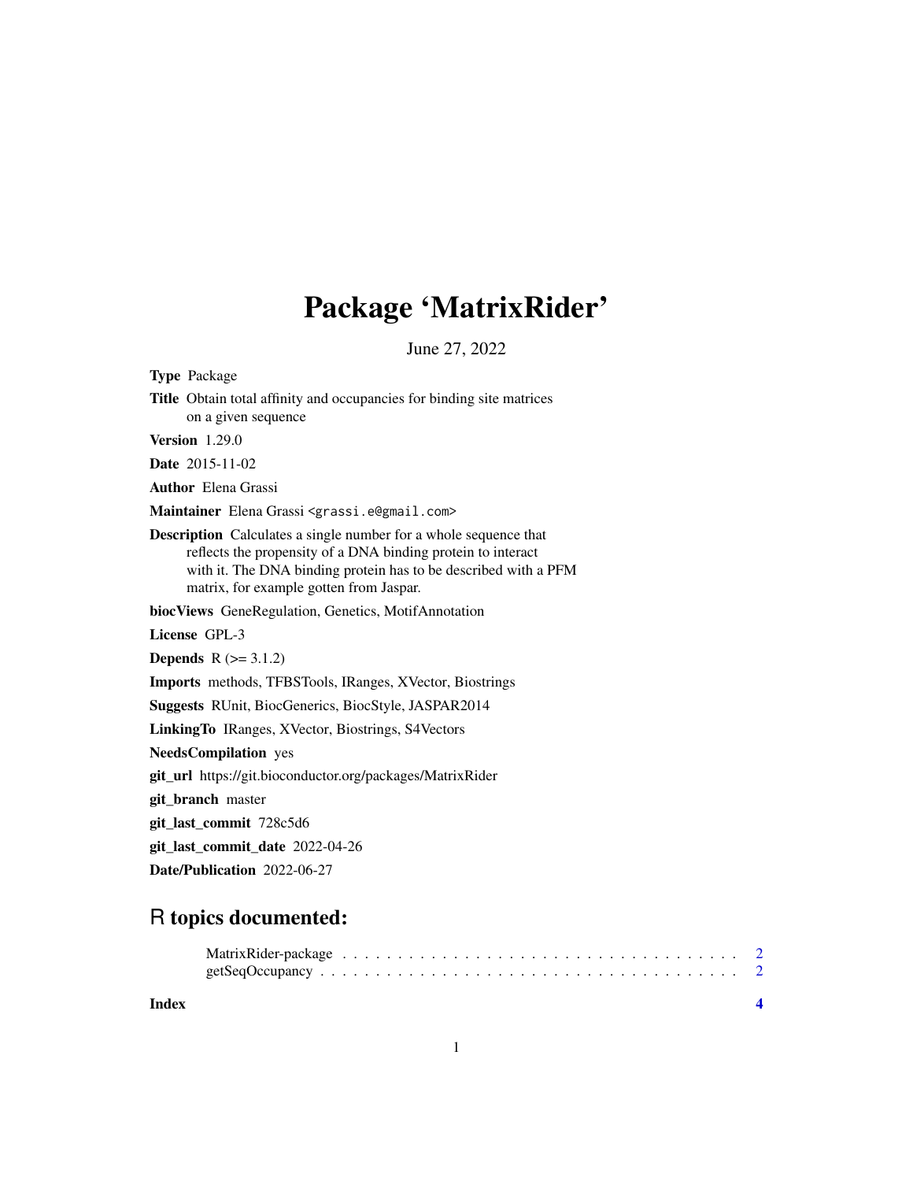# Package 'MatrixRider'

June 27, 2022

**Type** Package

**Title** Obtain total affinity and occupancies for binding site matrices on a given sequence

**Version** 1.29.0

**Date** 2015-11-02

**Author** Elena Grassi

**Maintainer** Elena Grassi <grassi.e@gmail.com>

**Description** Calculates a single number for a whole sequence that reflects the propensity of a DNA binding protein to interact with it. The DNA binding protein has to be described with a PFM matrix, for example gotten from Jaspar.

**biocViews** GeneRegulation, Genetics, MotifAnnotation

**License** GPL-3

**Depends** R (>= 3.1.2)

**Imports** methods, TFBSTools, IRanges, XVector, Biostrings

**Suggests** RUnit, BiocGenerics, BiocStyle, JASPAR2014

**LinkingTo** IRanges, XVector, Biostrings, S4Vectors

**NeedsCompilation** yes

**git_url** https://git.bioconductor.org/packages/MatrixRider

**git_branch** master

**git_last_commit** 728c5d6

**git_last_commit_date** 2022-04-26

**Date/Publication** 2022-06-27

## R topics documented:

MatrixRider-package . . . . . . . . . . . . . . . . . . . . . . . . . . . . . . . . . . . . 2
getSeqOccupancy . . . . . . . . . . . . . . . . . . . . . . . . . . . . . . . . . . . . . . 2

**Index** **4**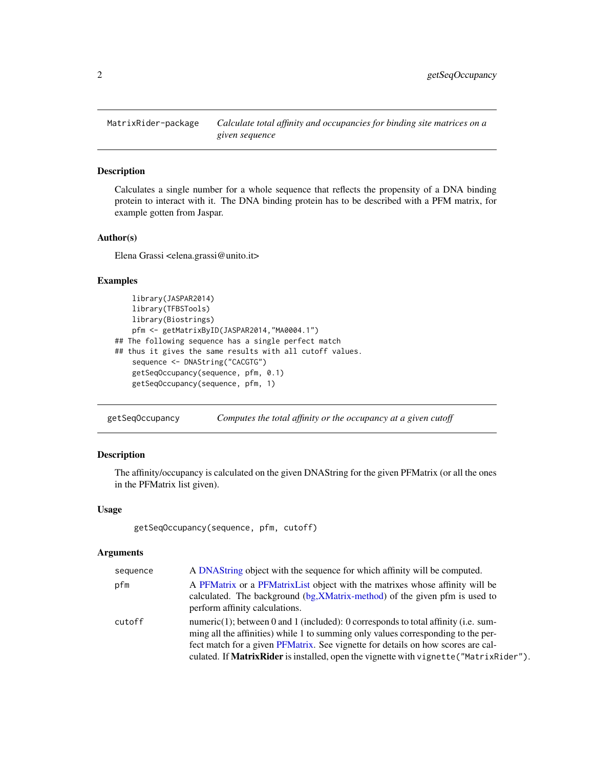## MatrixRider-package — *Calculate total affinity and occupancies for binding site matrices on a given sequence*

### Description

Calculates a single number for a whole sequence that reflects the propensity of a DNA binding protein to interact with it. The DNA binding protein has to be described with a PFM matrix, for example gotten from Jaspar.

### Author(s)

Elena Grassi <elena.grassi@unito.it>

### Examples

```
    library(JASPAR2014)
    library(TFBSTools)
    library(Biostrings)
    pfm <- getMatrixByID(JASPAR2014,"MA0004.1")
## The following sequence has a single perfect match
## thus it gives the same results with all cutoff values.
    sequence <- DNAString("CACGTG")
    getSeqOccupancy(sequence, pfm, 0.1)
    getSeqOccupancy(sequence, pfm, 1)
```

## getSeqOccupancy — *Computes the total affinity or the occupancy at a given cutoff*

### Description

The affinity/occupancy is calculated on the given DNAString for the given PFMatrix (or all the ones in the PFMatrix list given).

### Usage

```
getSeqOccupancy(sequence, pfm, cutoff)
```

### Arguments

| | |
|---|---|
| sequence | A DNAString object with the sequence for which affinity will be computed. |
| pfm | A PFMatrix or a PFMatrixList object with the matrixes whose affinity will be calculated. The background (bg,XMatrix-method) of the given pfm is used to perform affinity calculations. |
| cutoff | numeric(1); between 0 and 1 (included): 0 corresponds to total affinity (i.e. summing all the affinities) while 1 to summing only values corresponding to the perfect match for a given PFMatrix. See vignette for details on how scores are calculated. If **MatrixRider** is installed, open the vignette with `vignette("MatrixRider")`. |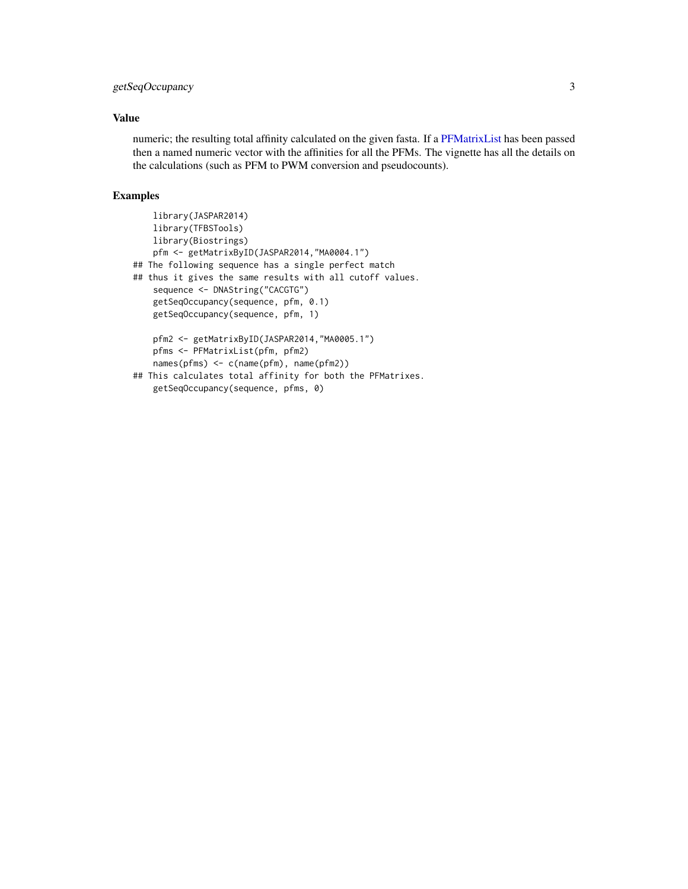## Value

numeric; the resulting total affinity calculated on the given fasta. If a PFMatrixList has been passed then a named numeric vector with the affinities for all the PFMs. The vignette has all the details on the calculations (such as PFM to PWM conversion and pseudocounts).

## Examples

```
    library(JASPAR2014)
    library(TFBSTools)
    library(Biostrings)
    pfm <- getMatrixByID(JASPAR2014,"MA0004.1")
## The following sequence has a single perfect match
## thus it gives the same results with all cutoff values.
    sequence <- DNAString("CACGTG")
    getSeqOccupancy(sequence, pfm, 0.1)
    getSeqOccupancy(sequence, pfm, 1)

    pfm2 <- getMatrixByID(JASPAR2014,"MA0005.1")
    pfms <- PFMatrixList(pfm, pfm2)
    names(pfms) <- c(name(pfm), name(pfm2))
## This calculates total affinity for both the PFMatrixes.
    getSeqOccupancy(sequence, pfms, 0)
```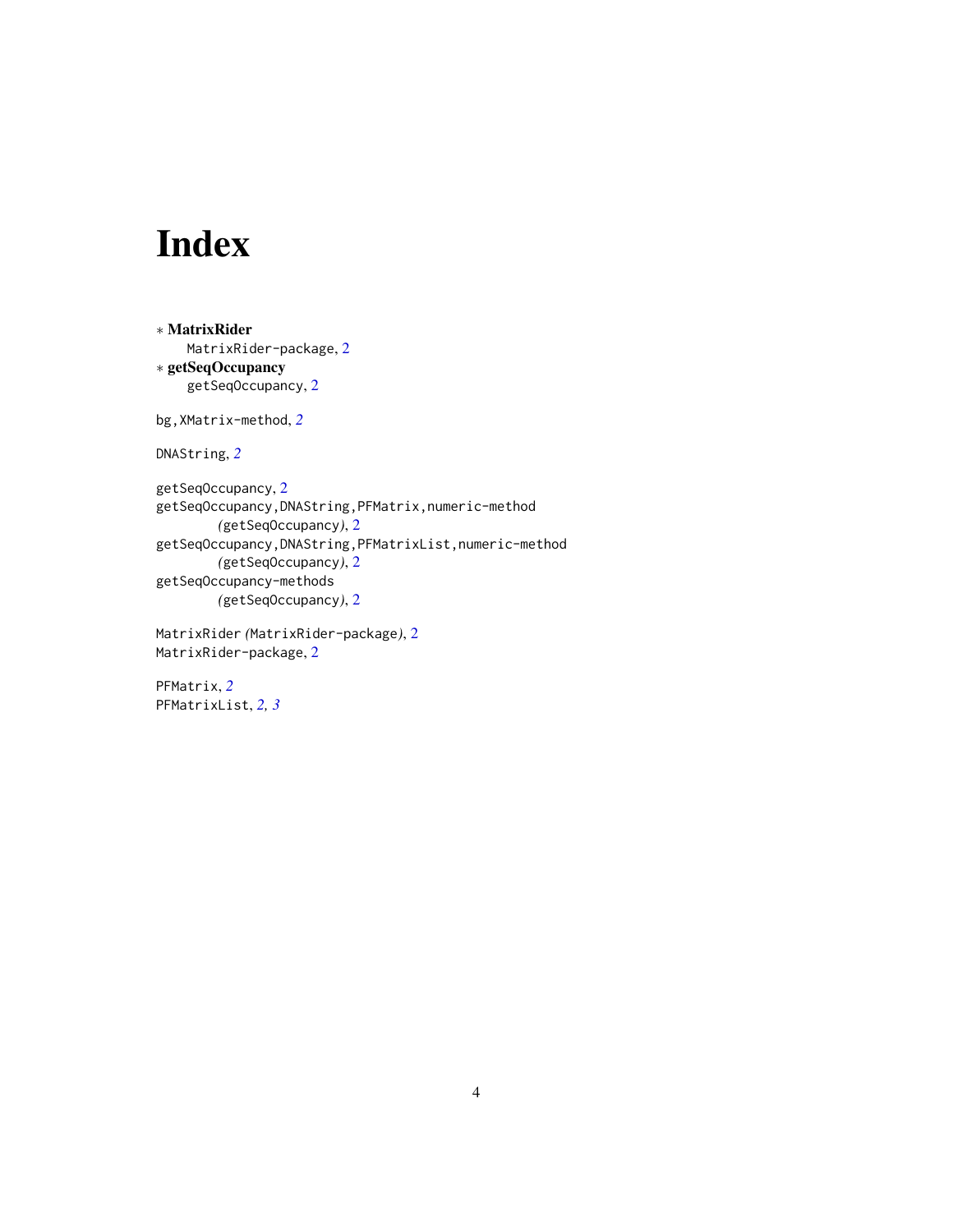# Index

∗ **MatrixRider**
    MatrixRider-package, 2
∗ **getSeqOccupancy**
    getSeqOccupancy, 2

bg,XMatrix-method, *2*

DNAString, *2*

getSeqOccupancy, 2
getSeqOccupancy,DNAString,PFMatrix,numeric-method
        *(*getSeqOccupancy*)*, 2
getSeqOccupancy,DNAString,PFMatrixList,numeric-method
        *(*getSeqOccupancy*)*, 2
getSeqOccupancy-methods
        *(*getSeqOccupancy*)*, 2

MatrixRider *(*MatrixRider-package*)*, 2
MatrixRider-package, 2

PFMatrix, *2*
PFMatrixList, *2*, *3*